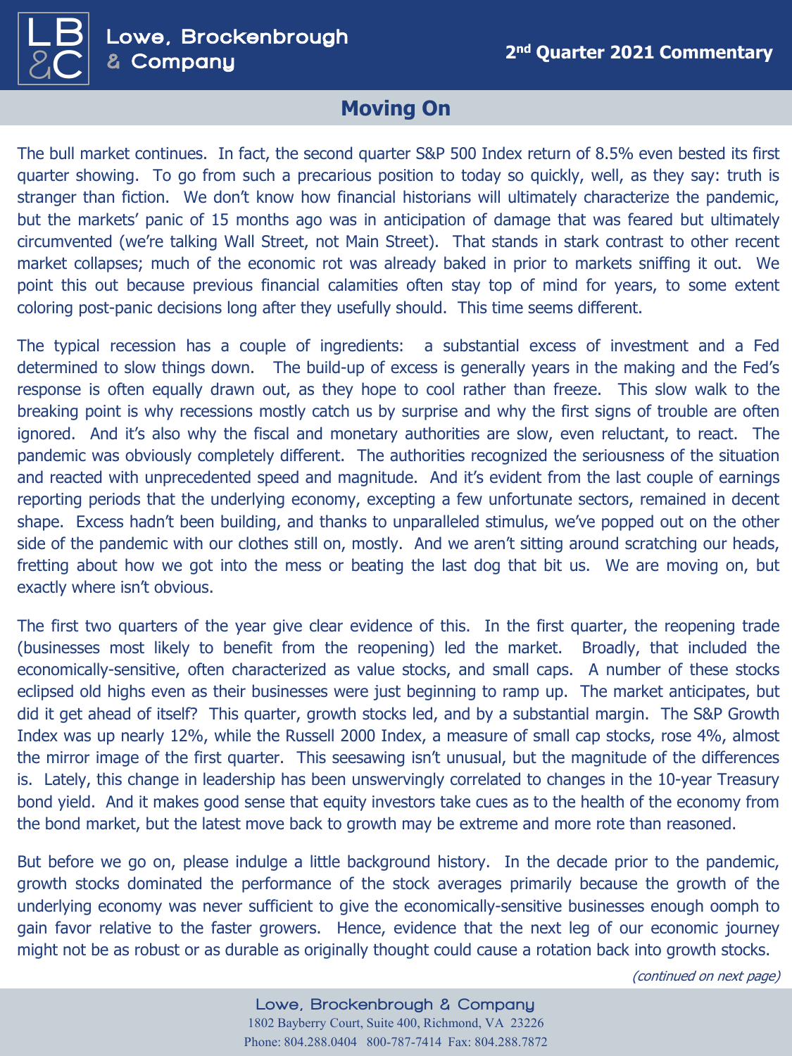# Moving On

The bull market continues. In fact, the second quarter S&P 500 Index return of 8.5% even bested its first quarter showing. To go from such a precarious position to today so quickly, well, as they say: truth is stranger than fiction. We don't know how financial historians will ultimately characterize the pandemic, but the markets' panic of 15 months ago was in anticipation of damage that was feared but ultimately circumvented (we're talking Wall Street, not Main Street). That stands in stark contrast to other recent market collapses; much of the economic rot was already baked in prior to markets sniffing it out. We point this out because previous financial calamities often stay top of mind for years, to some extent coloring post-panic decisions long after they usefully should. This time seems different.

The typical recession has a couple of ingredients: a substantial excess of investment and a Fed determined to slow things down. The build-up of excess is generally years in the making and the Fed's response is often equally drawn out, as they hope to cool rather than freeze. This slow walk to the breaking point is why recessions mostly catch us by surprise and why the first signs of trouble are often ignored. And it's also why the fiscal and monetary authorities are slow, even reluctant, to react. The pandemic was obviously completely different. The authorities recognized the seriousness of the situation and reacted with unprecedented speed and magnitude. And it's evident from the last couple of earnings reporting periods that the underlying economy, excepting a few unfortunate sectors, remained in decent shape. Excess hadn't been building, and thanks to unparalleled stimulus, we've popped out on the other side of the pandemic with our clothes still on, mostly. And we aren't sitting around scratching our heads, fretting about how we got into the mess or beating the last dog that bit us. We are moving on, but exactly where isn't obvious.

The first two quarters of the year give clear evidence of this. In the first quarter, the reopening trade (businesses most likely to benefit from the reopening) led the market. Broadly, that included the economically-sensitive, often characterized as value stocks, and small caps. A number of these stocks eclipsed old highs even as their businesses were just beginning to ramp up. The market anticipates, but did it get ahead of itself? This quarter, growth stocks led, and by a substantial margin. The S&P Growth Index was up nearly 12%, while the Russell 2000 Index, a measure of small cap stocks, rose 4%, almost the mirror image of the first quarter. This seesawing isn't unusual, but the magnitude of the differences is. Lately, this change in leadership has been unswervingly correlated to changes in the 10-year Treasury bond yield. And it makes good sense that equity investors take cues as to the health of the economy from the bond market, but the latest move back to growth may be extreme and more rote than reasoned.

But before we go on, please indulge a little background history. In the decade prior to the pandemic, growth stocks dominated the performance of the stock averages primarily because the growth of the underlying economy was never sufficient to give the economically-sensitive businesses enough oomph to gain favor relative to the faster growers. Hence, evidence that the next leg of our economic journey might not be as robust or as durable as originally thought could cause a rotation back into growth stocks.

*(continued on next page)*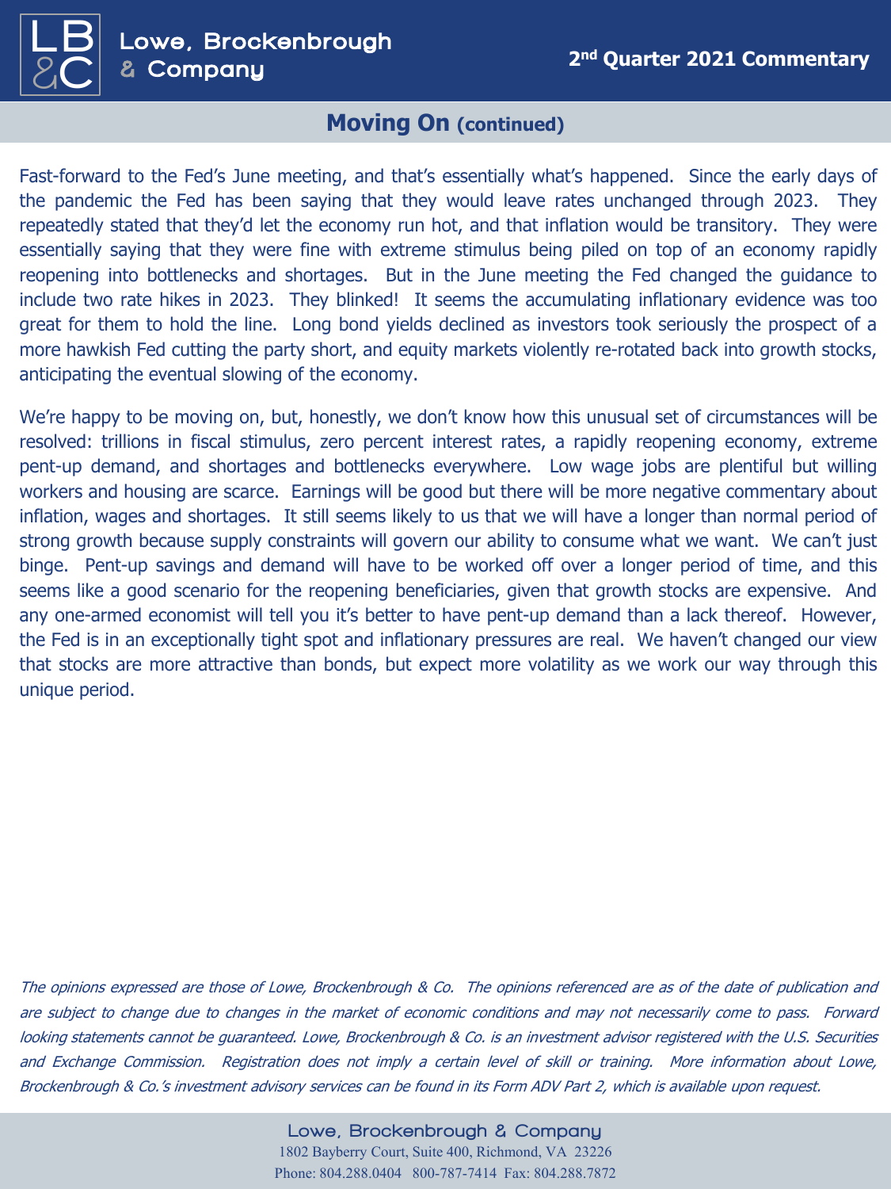## Moving On (continued)

Fast-forward to the Fed's June meeting, and that's essentially what's happened. Since the early days of the pandemic the Fed has been saying that they would leave rates unchanged through 2023. They repeatedly stated that they'd let the economy run hot, and that inflation would be transitory. They were essentially saying that they were fine with extreme stimulus being piled on top of an economy rapidly reopening into bottlenecks and shortages. But in the June meeting the Fed changed the guidance to include two rate hikes in 2023. They blinked! It seems the accumulating inflationary evidence was too great for them to hold the line. Long bond yields declined as investors took seriously the prospect of a more hawkish Fed cutting the party short, and equity markets violently re-rotated back into growth stocks, anticipating the eventual slowing of the economy.

We're happy to be moving on, but, honestly, we don't know how this unusual set of circumstances will be resolved: trillions in fiscal stimulus, zero percent interest rates, a rapidly reopening economy, extreme pent-up demand, and shortages and bottlenecks everywhere. Low wage jobs are plentiful but willing workers and housing are scarce. Earnings will be good but there will be more negative commentary about inflation, wages and shortages. It still seems likely to us that we will have a longer than normal period of strong growth because supply constraints will govern our ability to consume what we want. We can't just binge. Pent-up savings and demand will have to be worked off over a longer period of time, and this seems like a good scenario for the reopening beneficiaries, given that growth stocks are expensive. And any one-armed economist will tell you it's better to have pent-up demand than a lack thereof. However, the Fed is in an exceptionally tight spot and inflationary pressures are real. We haven't changed our view that stocks are more attractive than bonds, but expect more volatility as we work our way through this unique period.

*The opinions expressed are those of Lowe, Brockenbrough & Co. The opinions referenced are as of the date of publication and are subject to change due to changes in the market of economic conditions and may not necessarily come to pass. Forward looking statements cannot be guaranteed. Lowe, Brockenbrough & Co. is an investment advisor registered with the U.S. Securities and Exchange Commission. Registration does not imply a certain level of skill or training. More information about Lowe, Brockenbrough & Co.'s investment advisory services can be found in its Form ADV Part 2, which is available upon request.*

Lowe, Brockenbrough & Company
1802 Bayberry Court, Suite 400, Richmond, VA 23226
Phone: 804.288.0404 800-787-7414 Fax: 804.288.7872